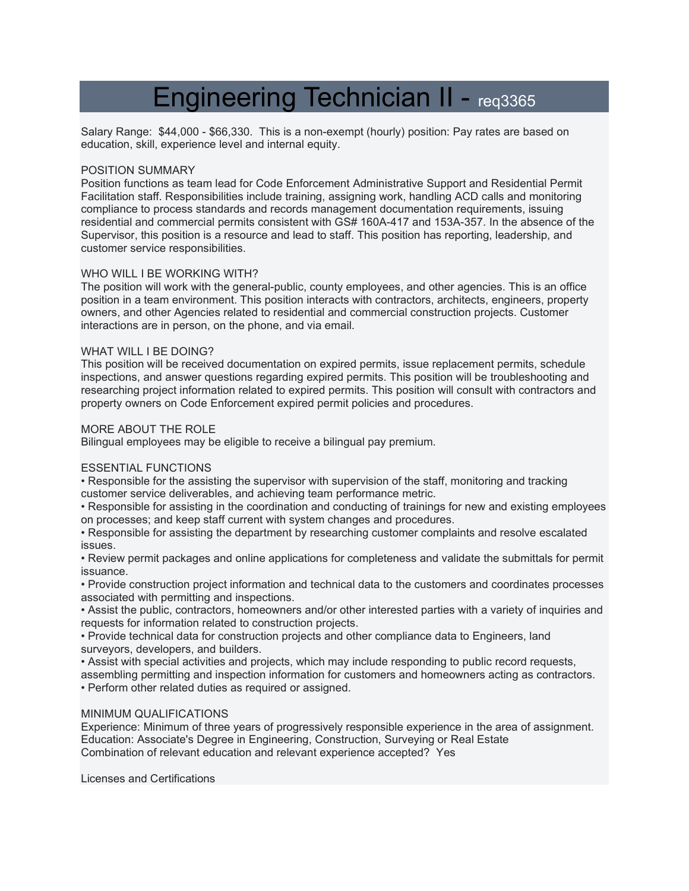# Engineering Technician II - req3365

Salary Range: $44,000 - $66,330. This is a non-exempt (hourly) position: Pay rates are based on education, skill, experience level and internal equity.

POSITION SUMMARY
Position functions as team lead for Code Enforcement Administrative Support and Residential Permit Facilitation staff. Responsibilities include training, assigning work, handling ACD calls and monitoring compliance to process standards and records management documentation requirements, issuing residential and commercial permits consistent with GS# 160A-417 and 153A-357. In the absence of the Supervisor, this position is a resource and lead to staff. This position has reporting, leadership, and customer service responsibilities.

WHO WILL I BE WORKING WITH?
The position will work with the general-public, county employees, and other agencies. This is an office position in a team environment. This position interacts with contractors, architects, engineers, property owners, and other Agencies related to residential and commercial construction projects. Customer interactions are in person, on the phone, and via email.

WHAT WILL I BE DOING?
This position will be received documentation on expired permits, issue replacement permits, schedule inspections, and answer questions regarding expired permits. This position will be troubleshooting and researching project information related to expired permits. This position will consult with contractors and property owners on Code Enforcement expired permit policies and procedures.

MORE ABOUT THE ROLE
Bilingual employees may be eligible to receive a bilingual pay premium.

ESSENTIAL FUNCTIONS
• Responsible for the assisting the supervisor with supervision of the staff, monitoring and tracking customer service deliverables, and achieving team performance metric.
• Responsible for assisting in the coordination and conducting of trainings for new and existing employees on processes; and keep staff current with system changes and procedures.
• Responsible for assisting the department by researching customer complaints and resolve escalated issues.
• Review permit packages and online applications for completeness and validate the submittals for permit issuance.
• Provide construction project information and technical data to the customers and coordinates processes associated with permitting and inspections.
• Assist the public, contractors, homeowners and/or other interested parties with a variety of inquiries and requests for information related to construction projects.
• Provide technical data for construction projects and other compliance data to Engineers, land surveyors, developers, and builders.
• Assist with special activities and projects, which may include responding to public record requests, assembling permitting and inspection information for customers and homeowners acting as contractors.
• Perform other related duties as required or assigned.

MINIMUM QUALIFICATIONS
Experience: Minimum of three years of progressively responsible experience in the area of assignment.
Education: Associate's Degree in Engineering, Construction, Surveying or Real Estate
Combination of relevant education and relevant experience accepted? Yes

Licenses and Certifications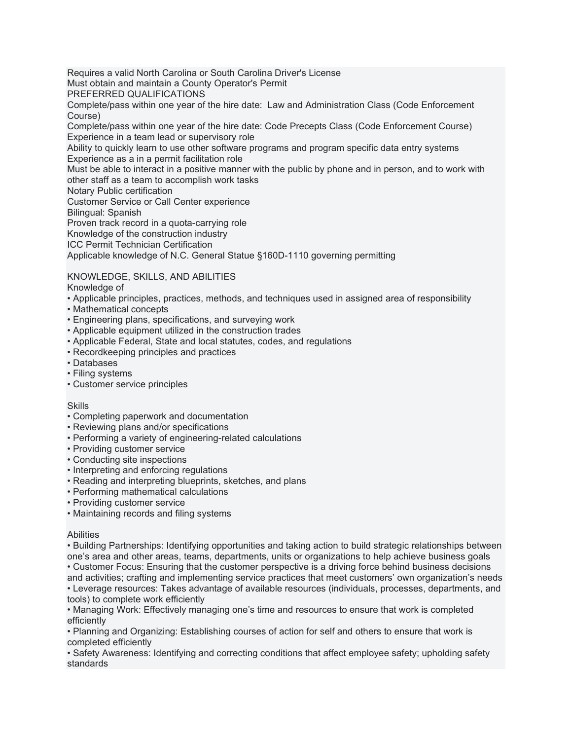Requires a valid North Carolina or South Carolina Driver's License
Must obtain and maintain a County Operator's Permit

PREFERRED QUALIFICATIONS

Complete/pass within one year of the hire date:  Law and Administration Class (Code Enforcement Course)
Complete/pass within one year of the hire date: Code Precepts Class (Code Enforcement Course)
Experience in a team lead or supervisory role
Ability to quickly learn to use other software programs and program specific data entry systems
Experience as a in a permit facilitation role
Must be able to interact in a positive manner with the public by phone and in person, and to work with other staff as a team to accomplish work tasks
Notary Public certification
Customer Service or Call Center experience
Bilingual: Spanish
Proven track record in a quota-carrying role
Knowledge of the construction industry
ICC Permit Technician Certification
Applicable knowledge of N.C. General Statue §160D-1110 governing permitting

KNOWLEDGE, SKILLS, AND ABILITIES

Knowledge of

- Applicable principles, practices, methods, and techniques used in assigned area of responsibility
- Mathematical concepts
- Engineering plans, specifications, and surveying work
- Applicable equipment utilized in the construction trades
- Applicable Federal, State and local statutes, codes, and regulations
- Recordkeeping principles and practices
- Databases
- Filing systems
- Customer service principles

Skills

- Completing paperwork and documentation
- Reviewing plans and/or specifications
- Performing a variety of engineering-related calculations
- Providing customer service
- Conducting site inspections
- Interpreting and enforcing regulations
- Reading and interpreting blueprints, sketches, and plans
- Performing mathematical calculations
- Providing customer service
- Maintaining records and filing systems

Abilities

- Building Partnerships: Identifying opportunities and taking action to build strategic relationships between one's area and other areas, teams, departments, units or organizations to help achieve business goals
- Customer Focus: Ensuring that the customer perspective is a driving force behind business decisions and activities; crafting and implementing service practices that meet customers' own organization's needs
- Leverage resources: Takes advantage of available resources (individuals, processes, departments, and tools) to complete work efficiently
- Managing Work: Effectively managing one's time and resources to ensure that work is completed efficiently
- Planning and Organizing: Establishing courses of action for self and others to ensure that work is completed efficiently
- Safety Awareness: Identifying and correcting conditions that affect employee safety; upholding safety standards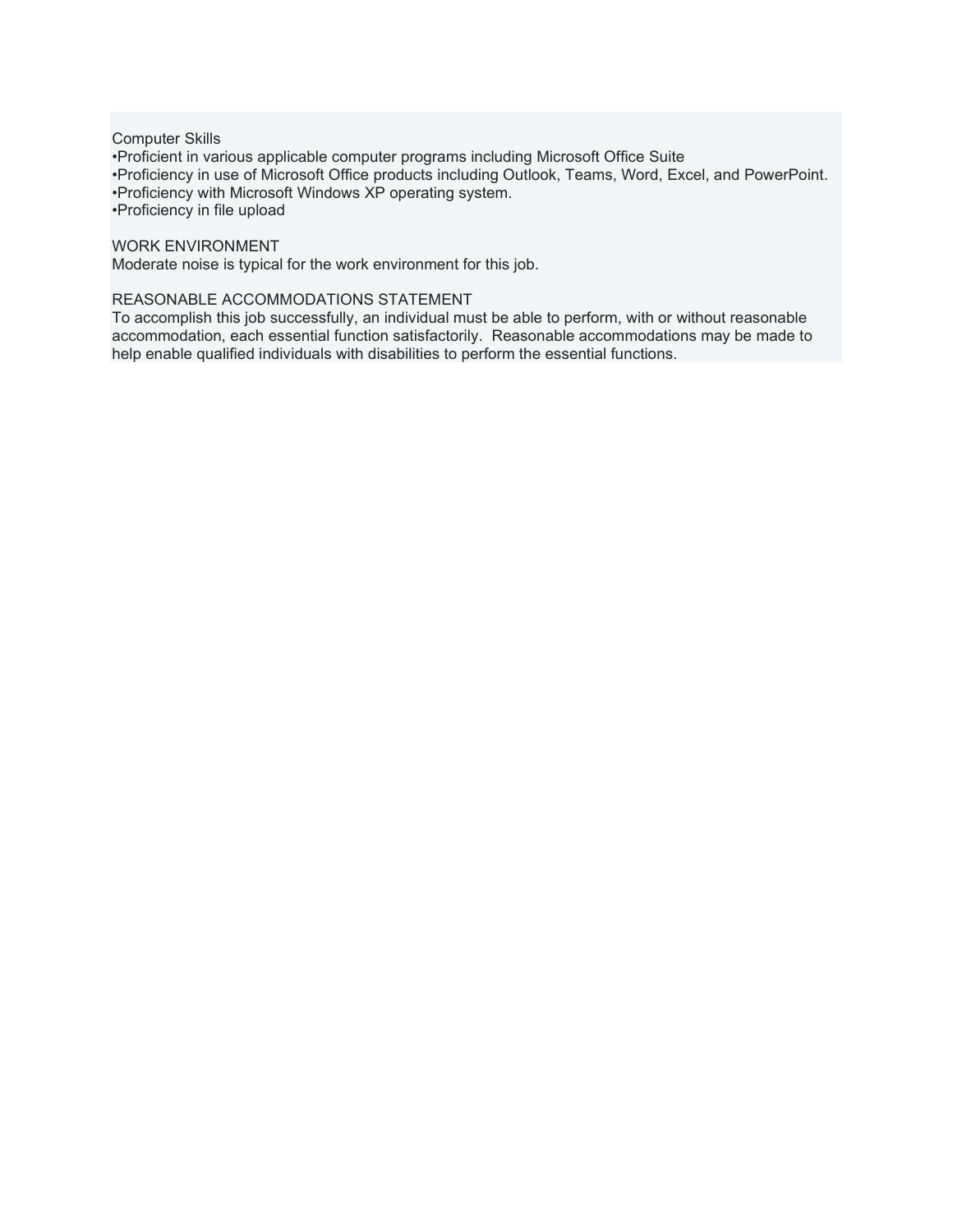Computer Skills

•Proficient in various applicable computer programs including Microsoft Office Suite
•Proficiency in use of Microsoft Office products including Outlook, Teams, Word, Excel, and PowerPoint.
•Proficiency with Microsoft Windows XP operating system.
•Proficiency in file upload

WORK ENVIRONMENT

Moderate noise is typical for the work environment for this job.

REASONABLE ACCOMMODATIONS STATEMENT

To accomplish this job successfully, an individual must be able to perform, with or without reasonable accommodation, each essential function satisfactorily. Reasonable accommodations may be made to help enable qualified individuals with disabilities to perform the essential functions.